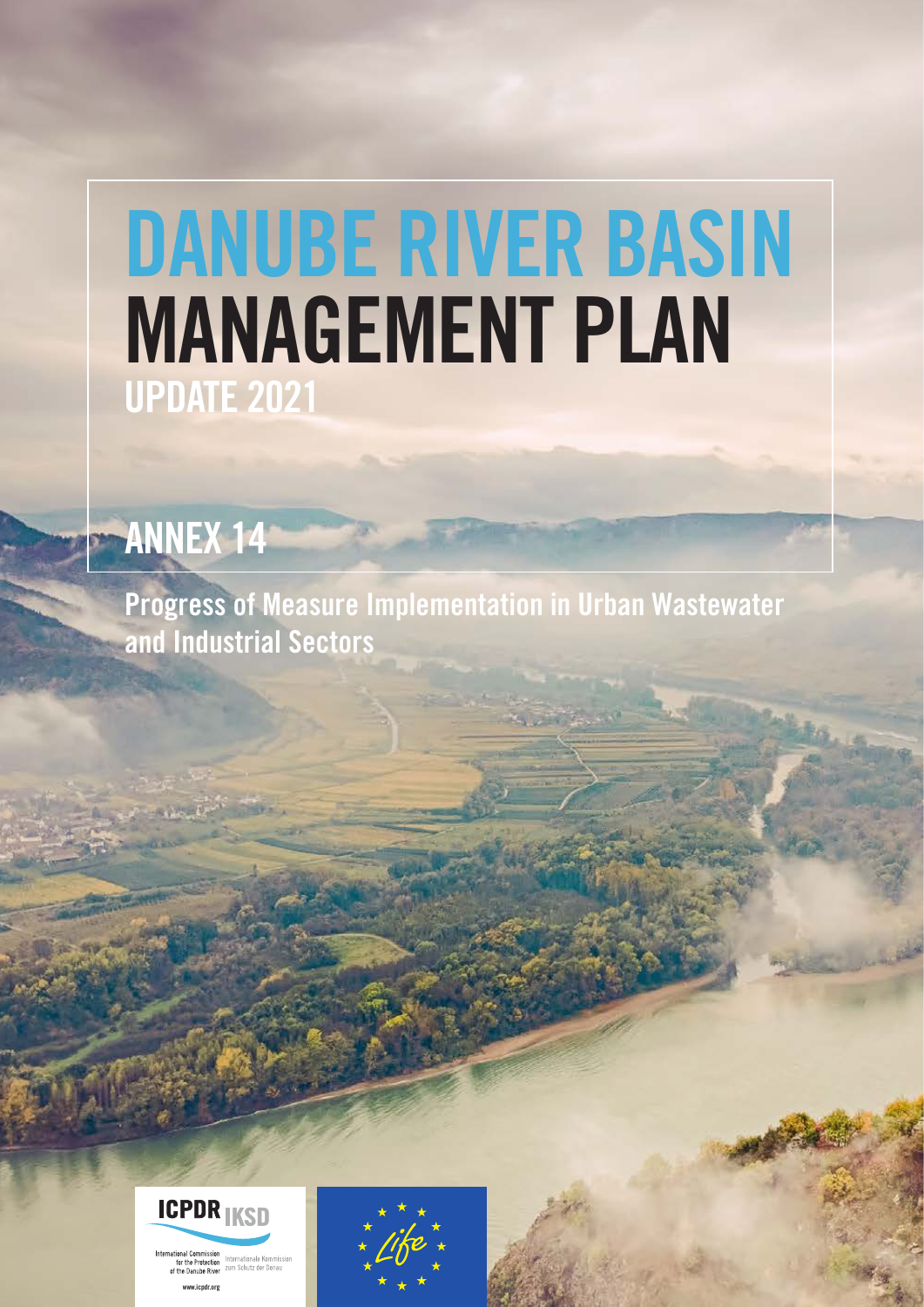# DANUBE RIVER BASIN MANAGEMENT PLAN

## UPDATE 2021

## ANNEX 14

Progress of Measure Implementation in Urban Wastewater and Industrial Sectors

ICPDR IKSD

International Commission for the Protection of the Danube River

Internationale Kommission zum Schutz der Donau

www.icpdr.org

Life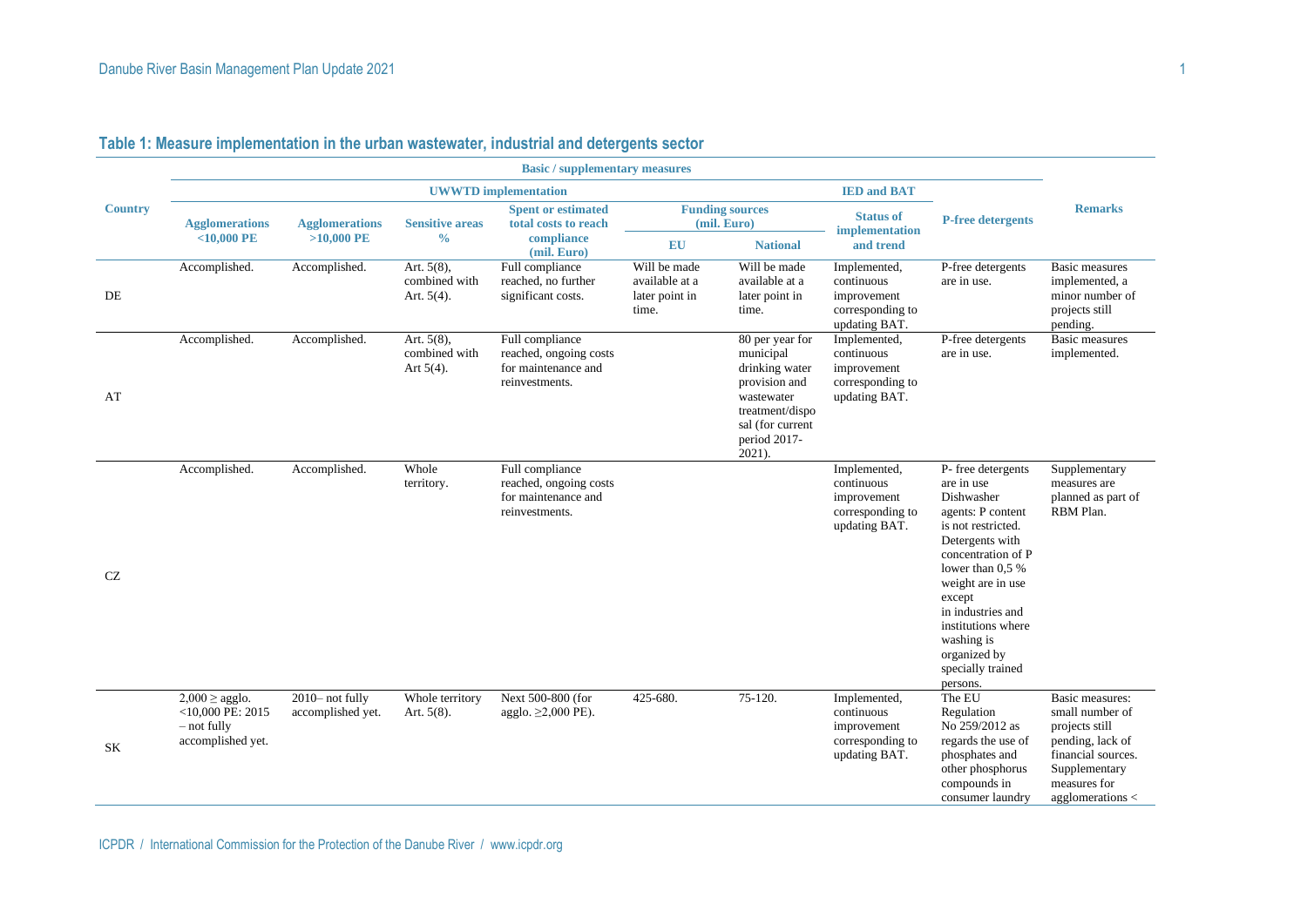## Table 1: Measure implementation in the urban wastewater, industrial and detergents sector

| Country | Basic / supplementary measures | | | | | | | | Remarks |
|---|---|---|---|---|---|---|---|---|---|
| | UWWTD implementation | | | | | | IED and BAT | | |
| | Agglomerations <10,000 PE | Agglomerations >10,000 PE | Sensitive areas % | Spent or estimated total costs to reach compliance (mil. Euro) | Funding sources (mil. Euro) | | Status of implementation and trend | P-free detergents | |
| | | | | | EU | National | | | |
| DE | Accomplished. | Accomplished. | Art. 5(8), combined with Art. 5(4). | Full compliance reached, no further significant costs. | Will be made available at a later point in time. | Will be made available at a later point in time. | Implemented, continuous improvement corresponding to updating BAT. | P-free detergents are in use. | Basic measures implemented, a minor number of projects still pending. |
| AT | Accomplished. | Accomplished. | Art. 5(8), combined with Art 5(4). | Full compliance reached, ongoing costs for maintenance and reinvestments. | | 80 per year for municipal drinking water provision and wastewater treatment/disposal (for current period 2017-2021). | Implemented, continuous improvement corresponding to updating BAT. | P-free detergents are in use. | Basic measures implemented. |
| CZ | Accomplished. | Accomplished. | Whole territory. | Full compliance reached, ongoing costs for maintenance and reinvestments. | | | Implemented, continuous improvement corresponding to updating BAT. | P- free detergents are in use Dishwasher agents: P content is not restricted. Detergents with concentration of P lower than 0,5 % weight are in use except in industries and institutions where washing is organized by specially trained persons. | Supplementary measures are planned as part of RBM Plan. |
| SK | 2,000 ≥ agglo. <10,000 PE: 2015 – not fully accomplished yet. | 2010– not fully accomplished yet. | Whole territory Art. 5(8). | Next 500-800 (for agglo. ≥2,000 PE). | 425-680. | 75-120. | Implemented, continuous improvement corresponding to updating BAT. | The EU Regulation No 259/2012 as regards the use of phosphates and other phosphorus compounds in consumer laundry | Basic measures: small number of projects still pending, lack of financial sources. Supplementary measures for agglomerations < |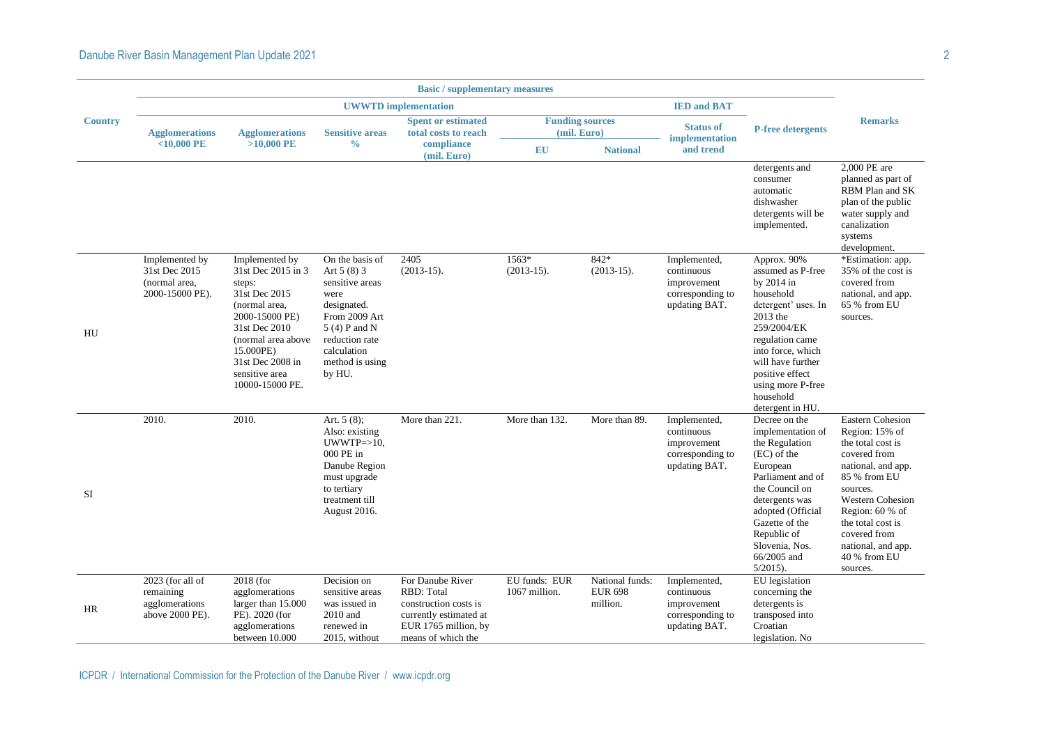| Country | Basic / supplementary measures | | | | | | | | Remarks |
|---|---|---|---|---|---|---|---|---|---|
| | UWWTD implementation | | | | | | IED and BAT | P-free detergents | |
| | Agglomerations <10,000 PE | Agglomerations >10,000 PE | Sensitive areas % | Spent or estimated total costs to reach compliance (mil. Euro) | Funding sources (mil. Euro) | | Status of implementation and trend | | |
| | | | | | EU | National | | | |
| | | | | | | | | detergents and consumer automatic dishwasher detergents will be implemented. | 2,000 PE are planned as part of RBM Plan and SK plan of the public water supply and canalization systems development. |
| HU | Implemented by 31st Dec 2015 (normal area, 2000-15000 PE). | Implemented by 31st Dec 2015 in 3 steps: 31st Dec 2015 (normal area, 2000-15000 PE) 31st Dec 2010 (normal area above 15.000PE) 31st Dec 2008 in sensitive area 10000-15000 PE. | On the basis of Art 5 (8) 3 sensitive areas were designated. From 2009 Art 5 (4) P and N reduction rate calculation method is using by HU. | 2405 (2013-15). | 1563* (2013-15). | 842* (2013-15). | Implemented, continuous improvement corresponding to updating BAT. | Approx. 90% assumed as P-free by 2014 in household detergent' uses. In 2013 the 259/2004/EK regulation came into force, which will have further positive effect using more P-free household detergent in HU. | *Estimation: app. 35% of the cost is covered from national, and app. 65 % from EU sources. |
| SI | 2010. | 2010. | Art. 5 (8); Also: existing UWWTP=>10, 000 PE in Danube Region must upgrade to tertiary treatment till August 2016. | More than 221. | More than 132. | More than 89. | Implemented, continuous improvement corresponding to updating BAT. | Decree on the implementation of the Regulation (EC) of the European Parliament and of the Council on detergents was adopted (Official Gazette of the Republic of Slovenia, Nos. 66/2005 and 5/2015). | Eastern Cohesion Region: 15% of the total cost is covered from national, and app. 85 % from EU sources. Western Cohesion Region: 60 % of the total cost is covered from national, and app. 40 % from EU sources. |
| HR | 2023 (for all of remaining agglomerations above 2000 PE). | 2018 (for agglomerations larger than 15.000 PE). 2020 (for agglomerations between 10.000 | Decision on sensitive areas was issued in 2010 and renewed in 2015, without | For Danube River RBD: Total construction costs is currently estimated at EUR 1765 million, by means of which the | EU funds: EUR 1067 million. | National funds: EUR 698 million. | Implemented, continuous improvement corresponding to updating BAT. | EU legislation concerning the detergents is transposed into Croatian legislation. No | |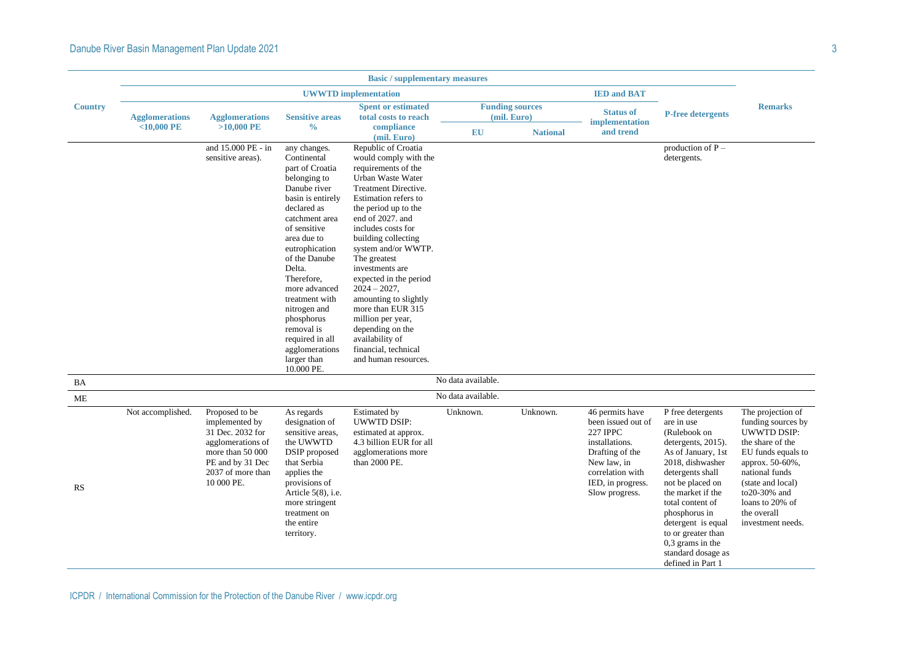| Country | Basic / supplementary measures | | | | | | | | Remarks |
|---|---|---|---|---|---|---|---|---|---|
| | UWWTD implementation | | | | | | IED and BAT | P-free detergents | |
| | Agglomerations <10,000 PE | Agglomerations >10,000 PE | Sensitive areas % | Spent or estimated total costs to reach compliance (mil. Euro) | Funding sources (mil. Euro) | | Status of implementation and trend | | |
| | | | | | EU | National | | | |
| | | and 15.000 PE - in sensitive areas). | any changes. Continental part of Croatia belonging to Danube river basin is entirely declared as catchment area of sensitive area due to eutrophication of the Danube Delta. Therefore, more advanced treatment with nitrogen and phosphorus removal is required in all agglomerations larger than 10.000 PE. | Republic of Croatia would comply with the requirements of the Urban Waste Water Treatment Directive. Estimation refers to the period up to the end of 2027. and includes costs for building collecting system and/or WWTP. The greatest investments are expected in the period 2024 – 2027, amounting to slightly more than EUR 315 million per year, depending on the availability of financial, technical and human resources. | | | | production of P – detergents. | |
| BA | No data available. | | | | | | | | |
| ME | No data available. | | | | | | | | |
| RS | Not accomplished. | Proposed to be implemented by 31 Dec. 2032 for agglomerations of more than 50 000 PE and by 31 Dec 2037 of more than 10 000 PE. | As regards designation of sensitive areas, the UWWTD DSIP proposed that Serbia applies the provisions of Article 5(8), i.e. more stringent treatment on the entire territory. | Estimated by UWWTD DSIP: estimated at approx. 4.3 billion EUR for all agglomerations more than 2000 PE. | Unknown. | Unknown. | 46 permits have been issued out of 227 IPPC installations. Drafting of the New law, in correlation with IED, in progress. Slow progress. | P free detergents are in use (Rulebook on detergents, 2015). As of January, 1st 2018, dishwasher detergents shall not be placed on the market if the total content of phosphorus in detergent is equal to or greater than 0,3 grams in the standard dosage as defined in Part 1 | The projection of funding sources by UWWTD DSIP: the share of the EU funds equals to approx. 50-60%, national funds (state and local) to20-30% and loans to 20% of the overall investment needs. |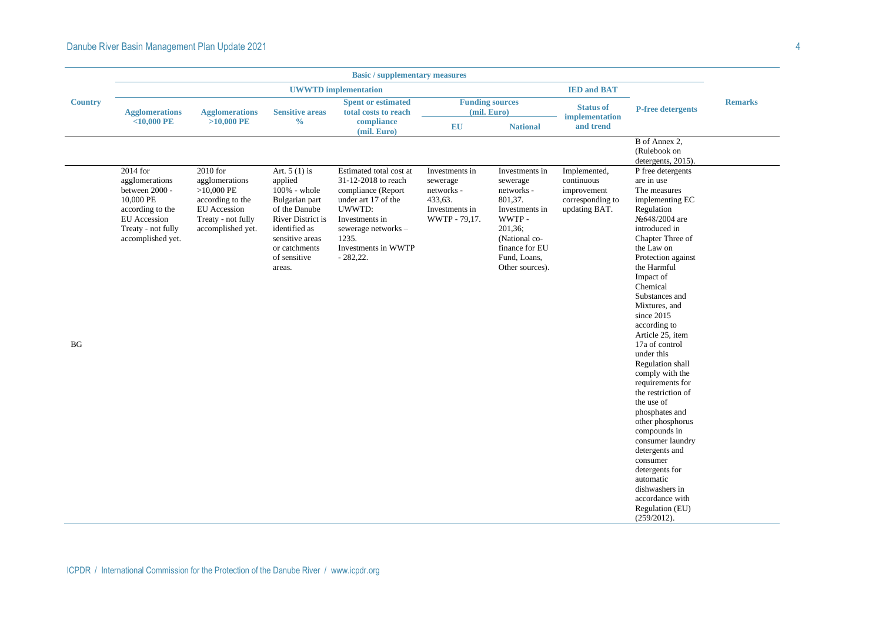| Country | Basic / supplementary measures | | | | | | | | Remarks |
|---|---|---|---|---|---|---|---|---|---|
| | UWWTD implementation | | | | | | IED and BAT | P-free detergents | |
| | Agglomerations <10,000 PE | Agglomerations >10,000 PE | Sensitive areas % | Spent or estimated total costs to reach compliance (mil. Euro) | Funding sources (mil. Euro) | | Status of implementation and trend | | |
| | | | | | EU | National | | | |
| | | | | | | | | B of Annex 2, (Rulebook on detergents, 2015). | |
| BG | 2014 for agglomerations between 2000 - 10,000 PE according to the EU Accession Treaty - not fully accomplished yet. | 2010 for agglomerations >10,000 PE according to the EU Accession Treaty - not fully accomplished yet. | Art. 5 (1) is applied 100% - whole Bulgarian part of the Danube River District is identified as sensitive areas or catchments of sensitive areas. | Estimated total cost at 31-12-2018 to reach compliance (Report under art 17 of the UWWTD: Investments in sewerage networks – 1235. Investments in WWTP - 282,22. | Investments in sewerage networks - 433,63. Investments in WWTP - 79,17. | Investments in sewerage networks - 801,37. Investments in WWTP - 201,36; (National co-finance for EU Fund, Loans, Other sources). | Implemented, continuous improvement corresponding to updating BAT. | P free detergents are in use The measures implementing EC Regulation №648/2004 are introduced in Chapter Three of the Law on Protection against the Harmful Impact of Chemical Substances and Mixtures, and since 2015 according to Article 25, item 17a of control under this Regulation shall comply with the requirements for the restriction of the use of phosphates and other phosphorus compounds in consumer laundry detergents and consumer detergents for automatic dishwashers in accordance with Regulation (EU) (259/2012). | |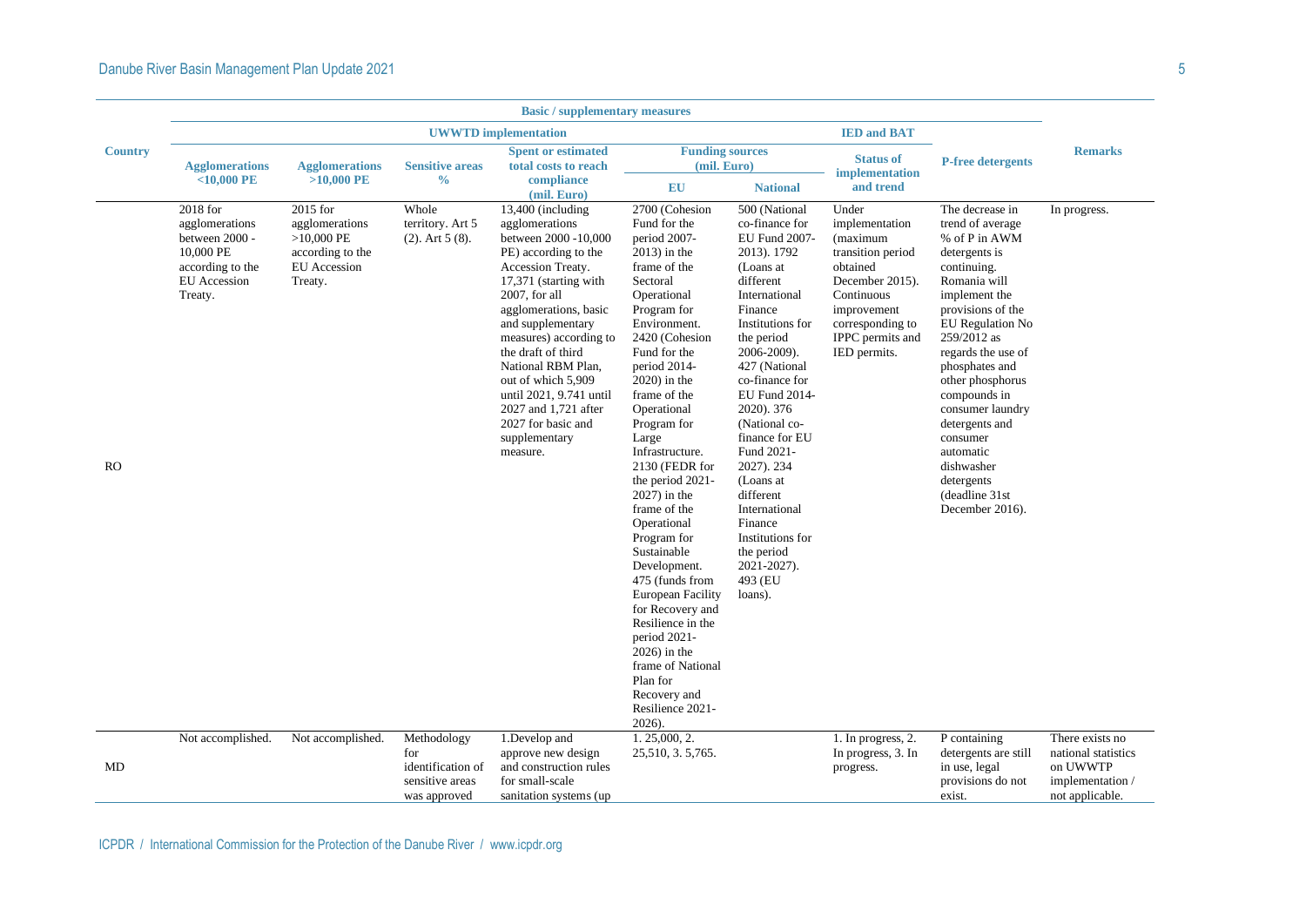| Country | Basic / supplementary measures | | | | | | | | Remarks |
|---|---|---|---|---|---|---|---|---|---|
| | UWWTD implementation | | | | | | IED and BAT | | |
| | Agglomerations <10,000 PE | Agglomerations >10,000 PE | Sensitive areas % | Spent or estimated total costs to reach compliance (mil. Euro) | Funding sources (mil. Euro) | | Status of implementation and trend | P-free detergents | |
| | | | | | EU | National | | | |
| RO | 2018 for agglomerations between 2000 - 10,000 PE according to the EU Accession Treaty. | 2015 for agglomerations >10,000 PE according to the EU Accession Treaty. | Whole territory. Art 5 (2). Art 5 (8). | 13,400 (including agglomerations between 2000 -10,000 PE) according to the Accession Treaty. 17,371 (starting with 2007, for all agglomerations, basic and supplementary measures) according to the draft of third National RBM Plan, out of which 5,909 until 2021, 9.741 until 2027 and 1,721 after 2027 for basic and supplementary measure. | 2700 (Cohesion Fund for the period 2007-2013) in the frame of the Sectoral Operational Program for Environment. 2420 (Cohesion Fund for the period 2014-2020) in the frame of the Operational Program for Large Infrastructure. 2130 (FEDR for the period 2021-2027) in the frame of the Operational Program for Sustainable Development. 475 (funds from European Facility for Recovery and Resilience in the period 2021-2026) in the frame of National Plan for Recovery and Resilience 2021-2026). | 500 (National co-finance for EU Fund 2007-2013). 1792 (Loans at different International Finance Institutions for the period 2006-2009). 427 (National co-finance for EU Fund 2014-2020). 376 (National co-finance for EU Fund 2021-2027). 234 (Loans at different International Finance Institutions for the period 2021-2027). 493 (EU loans). | Under implementation (maximum transition period obtained December 2015). Continuous improvement corresponding to IPPC permits and IED permits. | The decrease in trend of average % of P in AWM detergents is continuing. Romania will implement the provisions of the EU Regulation No 259/2012 as regards the use of phosphates and other phosphorus compounds in consumer laundry detergents and consumer automatic dishwasher detergents (deadline 31st December 2016). | In progress. |
| MD | Not accomplished. | Not accomplished. | Methodology for identification of sensitive areas was approved | 1.Develop and approve new design and construction rules for small-scale sanitation systems (up | 1. 25,000, 2. 25,510, 3. 5,765. | | 1. In progress, 2. In progress, 3. In progress. | P containing detergents are still in use, legal provisions do not exist. | There exists no national statistics on UWWTP implementation / not applicable. |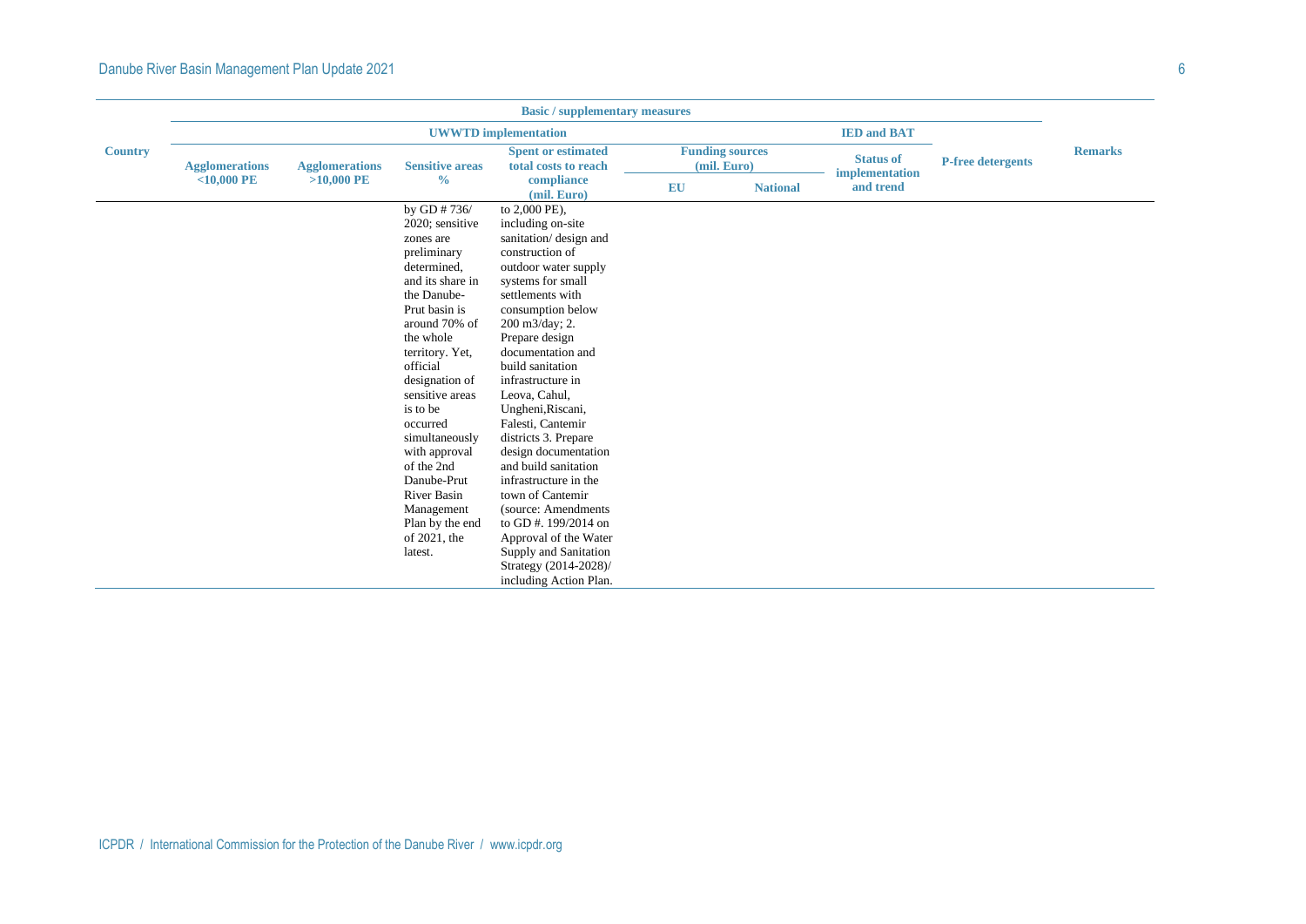| Country | Basic / supplementary measures | | | | | | | | Remarks |
|---|---|---|---|---|---|---|---|---|---|
| | UWWTD implementation | | | | | | IED and BAT | P-free detergents | |
| | Agglomerations <10,000 PE | Agglomerations >10,000 PE | Sensitive areas % | Spent or estimated total costs to reach compliance (mil. Euro) | Funding sources (mil. Euro) | | Status of implementation and trend | | |
| | | | | | EU | National | | | |
| | | | by GD # 736/ 2020; sensitive zones are preliminary determined, and its share in the Danube-Prut basin is around 70% of the whole territory. Yet, official designation of sensitive areas is to be occurred simultaneously with approval of the 2nd Danube-Prut River Basin Management Plan by the end of 2021, the latest. | to 2,000 PE), including on-site sanitation/ design and construction of outdoor water supply systems for small settlements with consumption below 200 m3/day; 2. Prepare design documentation and build sanitation infrastructure in Leova, Cahul, Ungheni,Riscani, Falesti, Cantemir districts 3. Prepare design documentation and build sanitation infrastructure in the town of Cantemir (source: Amendments to GD #. 199/2014 on Approval of the Water Supply and Sanitation Strategy (2014-2028)/ including Action Plan. | | | | | |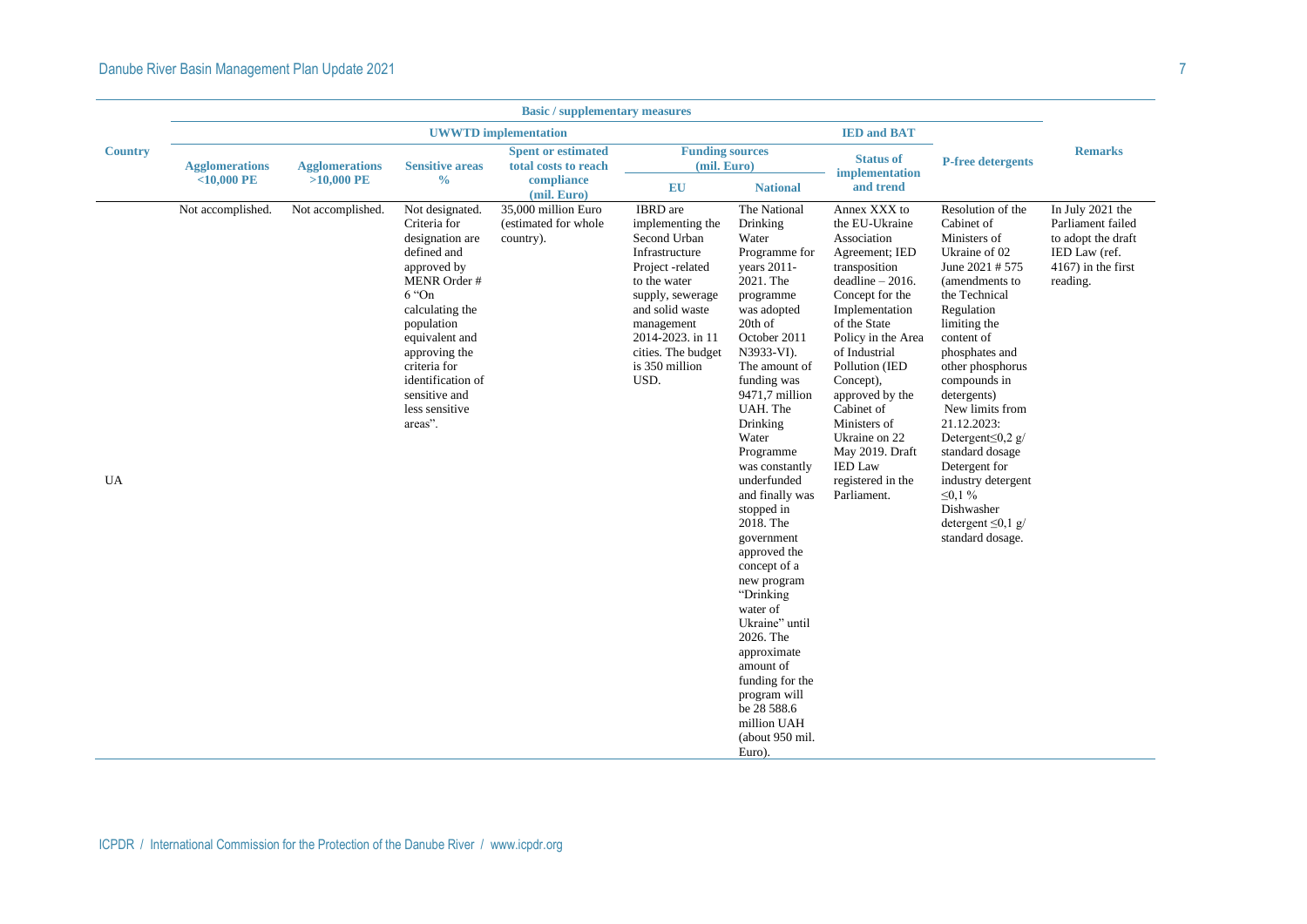| Country | Basic / supplementary measures | | | | | | | | Remarks |
|---|---|---|---|---|---|---|---|---|---|
| | UWWTD implementation | | | | | | IED and BAT | P-free detergents | |
| | Agglomerations <10,000 PE | Agglomerations >10,000 PE | Sensitive areas % | Spent or estimated total costs to reach compliance (mil. Euro) | Funding sources (mil. Euro) | | Status of implementation and trend | | |
| | | | | | EU | National | | | |
| UA | Not accomplished. | Not accomplished. | Not designated. Criteria for designation are defined and approved by MENR Order # 6 "On calculating the population equivalent and approving the criteria for identification of sensitive and less sensitive areas". | 35,000 million Euro (estimated for whole country). | IBRD are implementing the Second Urban Infrastructure Project -related to the water supply, sewerage and solid waste management 2014-2023. in 11 cities. The budget is 350 million USD. | The National Drinking Water Programme for years 2011-2021. The programme was adopted 20th of October 2011 N3933-VI). The amount of funding was 9471,7 million UAH. The Drinking Water Programme was constantly underfunded and finally was stopped in 2018. The government approved the concept of a new program "Drinking water of Ukraine" until 2026. The approximate amount of funding for the program will be 28 588.6 million UAH (about 950 mil. Euro). | Annex XXX to the EU-Ukraine Association Agreement; IED transposition deadline – 2016. Concept for the Implementation of the State Policy in the Area of Industrial Pollution (IED Concept), approved by the Cabinet of Ministers of Ukraine on 22 May 2019. Draft IED Law registered in the Parliament. | Resolution of the Cabinet of Ministers of Ukraine of 02 June 2021 # 575 (amendments to the Technical Regulation limiting the content of phosphates and other phosphorus compounds in detergents) New limits from 21.12.2023: Detergent≤0,2 g/ standard dosage Detergent for industry detergent ≤0,1 % Dishwasher detergent ≤0,1 g/ standard dosage. | In July 2021 the Parliament failed to adopt the draft IED Law (ref. 4167) in the first reading. |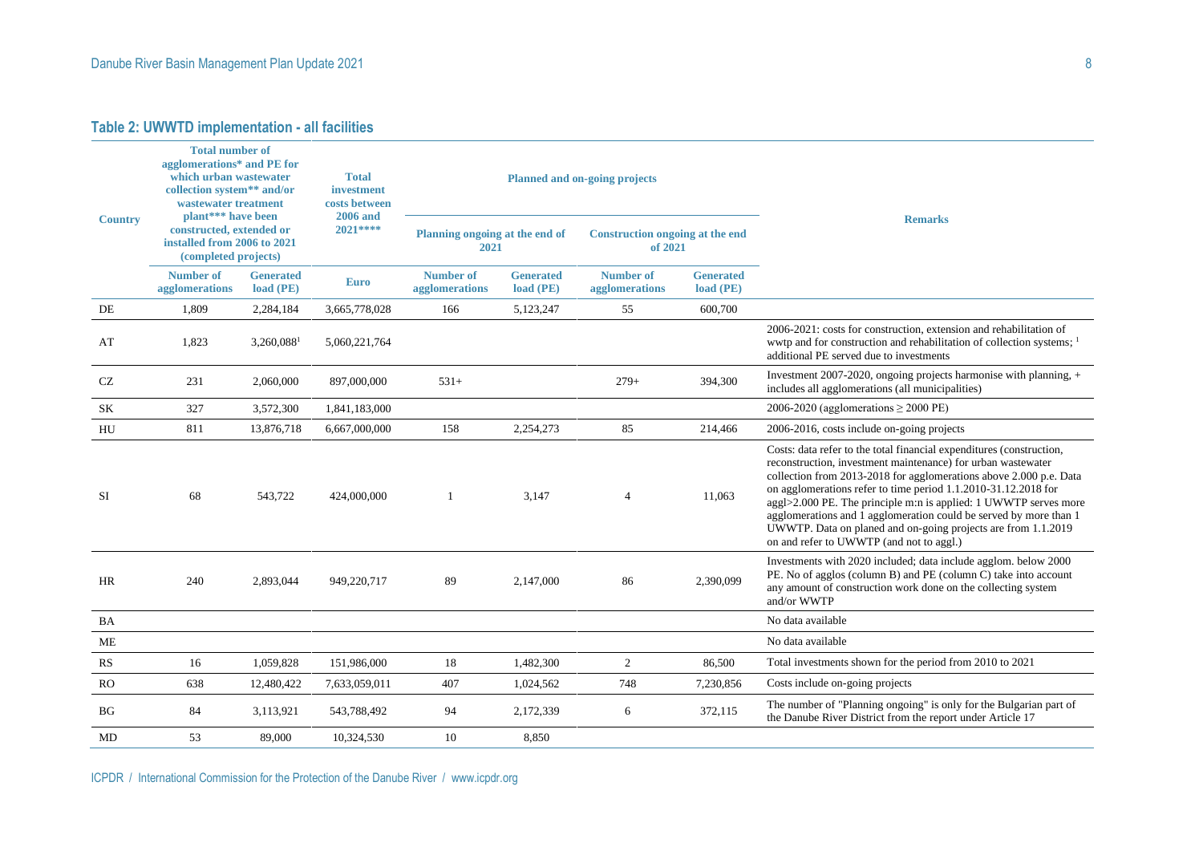## Table 2: UWWTD implementation - all facilities

| Country | Total number of agglomerations* and PE for which urban wastewater collection system** and/or wastewater treatment plant*** have been constructed, extended or installed from 2006 to 2021 (completed projects) | | Total investment costs between 2006 and 2021**** | Planned and on-going projects | | | | Remarks |
|---|---|---|---|---|---|---|---|---|
| | | | | Planning ongoing at the end of 2021 | | Construction ongoing at the end of 2021 | | |
| | Number of agglomerations | Generated load (PE) | Euro | Number of agglomerations | Generated load (PE) | Number of agglomerations | Generated load (PE) | |
| DE | 1,809 | 2,284,184 | 3,665,778,028 | 166 | 5,123,247 | 55 | 600,700 | |
| AT | 1,823 | 3,260,088[1] | 5,060,221,764 | | | | | 2006-2021: costs for construction, extension and rehabilitation of wwtp and for construction and rehabilitation of collection systems; [1] additional PE served due to investments |
| CZ | 231 | 2,060,000 | 897,000,000 | 531+ | | 279+ | 394,300 | Investment 2007-2020, ongoing projects harmonise with planning, + includes all agglomerations (all municipalities) |
| SK | 327 | 3,572,300 | 1,841,183,000 | | | | | 2006-2020 (agglomerations ≥ 2000 PE) |
| HU | 811 | 13,876,718 | 6,667,000,000 | 158 | 2,254,273 | 85 | 214,466 | 2006-2016, costs include on-going projects |
| SI | 68 | 543,722 | 424,000,000 | 1 | 3,147 | 4 | 11,063 | Costs: data refer to the total financial expenditures (construction, reconstruction, investment maintenance) for urban wastewater collection from 2013-2018 for agglomerations above 2.000 p.e. Data on agglomerations refer to time period 1.1.2010-31.12.2018 for aggl>2.000 PE. The principle m:n is applied: 1 UWWTP serves more agglomerations and 1 agglomeration could be served by more than 1 UWWTP. Data on planed and on-going projects are from 1.1.2019 on and refer to UWWTP (and not to aggl.) |
| HR | 240 | 2,893,044 | 949,220,717 | 89 | 2,147,000 | 86 | 2,390,099 | Investments with 2020 included; data include agglom. below 2000 PE. No of agglos (column B) and PE (column C) take into account any amount of construction work done on the collecting system and/or WWTP |
| BA | | | | | | | | No data available |
| ME | | | | | | | | No data available |
| RS | 16 | 1,059,828 | 151,986,000 | 18 | 1,482,300 | 2 | 86,500 | Total investments shown for the period from 2010 to 2021 |
| RO | 638 | 12,480,422 | 7,633,059,011 | 407 | 1,024,562 | 748 | 7,230,856 | Costs include on-going projects |
| BG | 84 | 3,113,921 | 543,788,492 | 94 | 2,172,339 | 6 | 372,115 | The number of "Planning ongoing" is only for the Bulgarian part of the Danube River District from the report under Article 17 |
| MD | 53 | 89,000 | 10,324,530 | 10 | 8,850 | | | |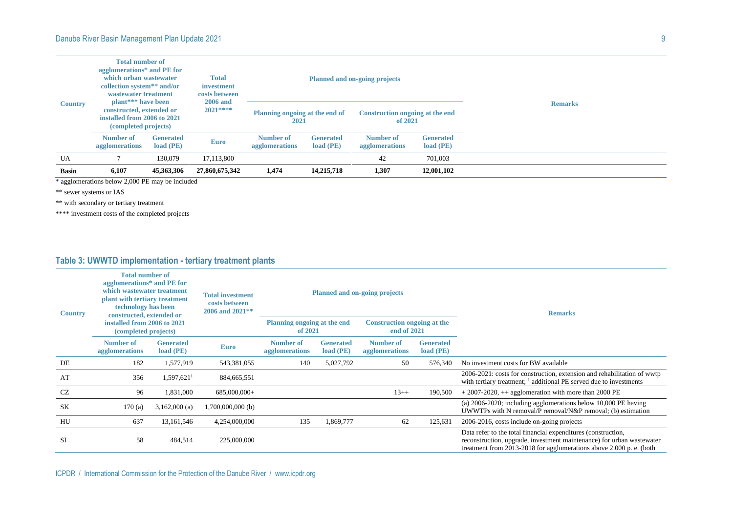| Country | Total number of agglomerations* and PE for which urban wastewater collection system** and/or wastewater treatment plant*** have been constructed, extended or installed from 2006 to 2021 (completed projects) | | Total investment costs between 2006 and 2021**** | Planned and on-going projects | | | | Remarks |
|---|---|---|---|---|---|---|---|---|
| | | | | Planning ongoing at the end of 2021 | | Construction ongoing at the end of 2021 | | |
| | Number of agglomerations | Generated load (PE) | Euro | Number of agglomerations | Generated load (PE) | Number of agglomerations | Generated load (PE) | |
| UA | 7 | 130,079 | 17,113,800 | | | 42 | 701,003 | |
| **Basin** | **6,107** | **45,363,306** | **27,860,675,342** | **1,474** | **14,215,718** | **1,307** | **12,001,102** | |

* agglomerations below 2,000 PE may be included

** sewer systems or IAS

** with secondary or tertiary treatment

**** investment costs of the completed projects

### Table 3: UWWTD implementation - tertiary treatment plants

| Country | Total number of agglomerations* and PE for which wastewater treatment plant with tertiary treatment technology has been constructed, extended or installed from 2006 to 2021 (completed projects) | | Total investment costs between 2006 and 2021** | Planned and on-going projects | | | | Remarks |
|---|---|---|---|---|---|---|---|---|
| | | | | Planning ongoing at the end of 2021 | | Construction ongoing at the end of 2021 | | |
| | Number of agglomerations | Generated load (PE) | Euro | Number of agglomerations | Generated load (PE) | Number of agglomerations | Generated load (PE) | |
| DE | 182 | 1,577,919 | 543,381,055 | 140 | 5,027,792 | 50 | 576,340 | No investment costs for BW available |
| AT | 356 | 1,597,621[1] | 884,665,551 | | | | | 2006-2021: costs for construction, extension and rehabilitation of wwtp with tertiary treatment; [1] additional PE served due to investments |
| CZ | 96 | 1,831,000 | 685,000,000+ | | | 13++ | 190,500 | + 2007-2020, ++ agglomeration with more than 2000 PE |
| SK | 170 (a) | 3,162,000 (a) | 1,700,000,000 (b) | | | | | (a) 2006-2020; including agglomerations below 10,000 PE having UWWTPs with N removal/P removal/N&P removal; (b) estimation |
| HU | 637 | 13,161,546 | 4,254,000,000 | 135 | 1,869,777 | 62 | 125,631 | 2006-2016, costs include on-going projects |
| SI | 58 | 484,514 | 225,000,000 | | | | | Data refer to the total financial expenditures (construction, reconstruction, upgrade, investment maintenance) for urban wastewater treatment from 2013-2018 for agglomerations above 2.000 p. e. (both |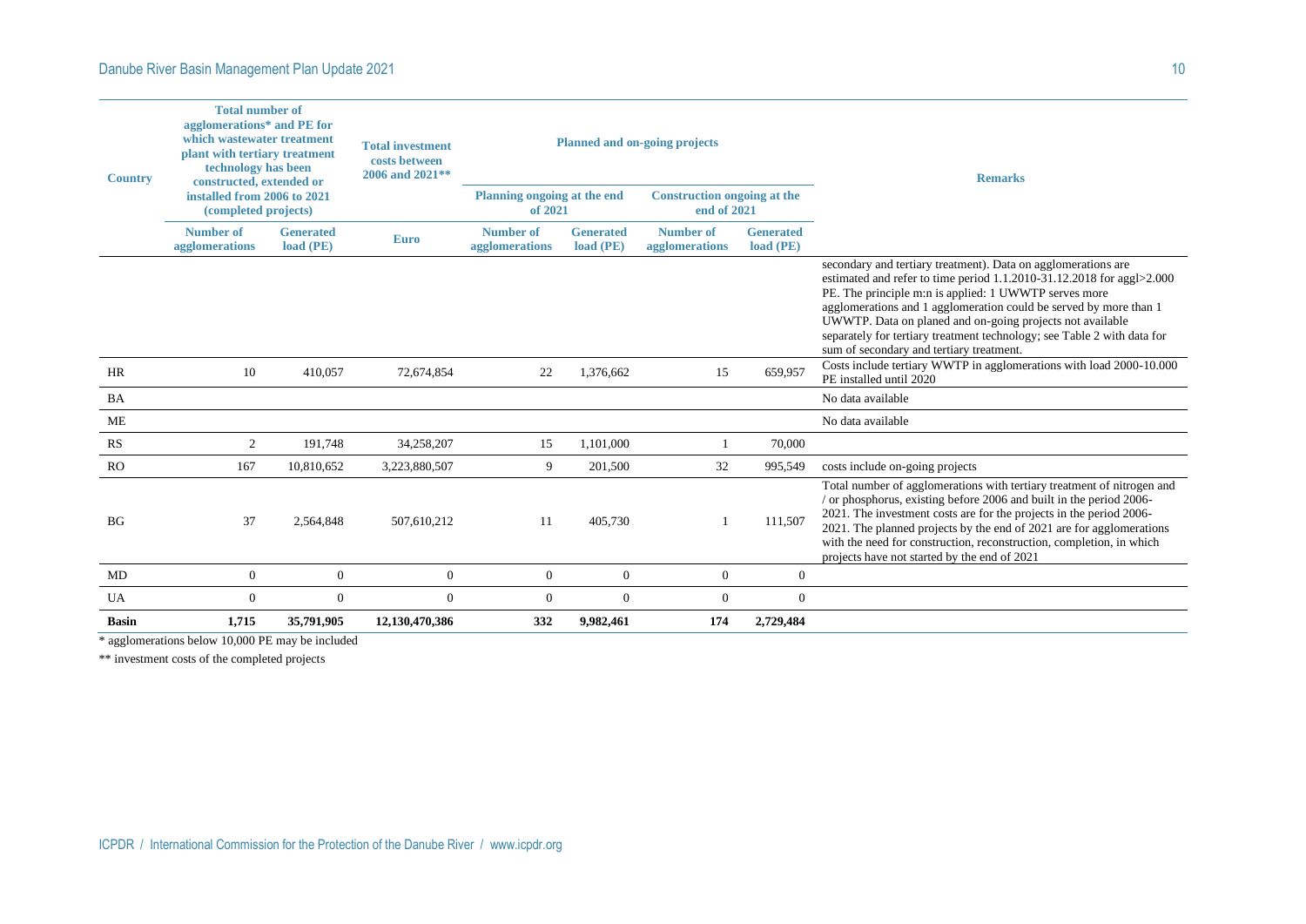| Country | Total number of agglomerations* and PE for which wastewater treatment plant with tertiary treatment technology has been constructed, extended or installed from 2006 to 2021 (completed projects) | | Total investment costs between 2006 and 2021** | Planned and on-going projects | | | | Remarks |
|---|---|---|---|---|---|---|---|---|
| | | | | Planning ongoing at the end of 2021 | | Construction ongoing at the end of 2021 | | |
| | Number of agglomerations | Generated load (PE) | Euro | Number of agglomerations | Generated load (PE) | Number of agglomerations | Generated load (PE) | |
| | | | | | | | | secondary and tertiary treatment). Data on agglomerations are estimated and refer to time period 1.1.2010-31.12.2018 for aggl>2.000 PE. The principle m:n is applied: 1 UWWTP serves more agglomerations and 1 agglomeration could be served by more than 1 UWWTP. Data on planed and on-going projects not available separately for tertiary treatment technology; see Table 2 with data for sum of secondary and tertiary treatment. |
| HR | 10 | 410,057 | 72,674,854 | 22 | 1,376,662 | 15 | 659,957 | Costs include tertiary WWTP in agglomerations with load 2000-10.000 PE installed until 2020 |
| BA | | | | | | | | No data available |
| ME | | | | | | | | No data available |
| RS | 2 | 191,748 | 34,258,207 | 15 | 1,101,000 | 1 | 70,000 | |
| RO | 167 | 10,810,652 | 3,223,880,507 | 9 | 201,500 | 32 | 995,549 | costs include on-going projects |
| BG | 37 | 2,564,848 | 507,610,212 | 11 | 405,730 | 1 | 111,507 | Total number of agglomerations with tertiary treatment of nitrogen and / or phosphorus, existing before 2006 and built in the period 2006-2021. The investment costs are for the projects in the period 2006-2021. The planned projects by the end of 2021 are for agglomerations with the need for construction, reconstruction, completion, in which projects have not started by the end of 2021 |
| MD | 0 | 0 | 0 | 0 | 0 | 0 | 0 | |
| UA | 0 | 0 | 0 | 0 | 0 | 0 | 0 | |
| **Basin** | **1,715** | **35,791,905** | **12,130,470,386** | **332** | **9,982,461** | **174** | **2,729,484** | |

\* agglomerations below 10,000 PE may be included

\*\* investment costs of the completed projects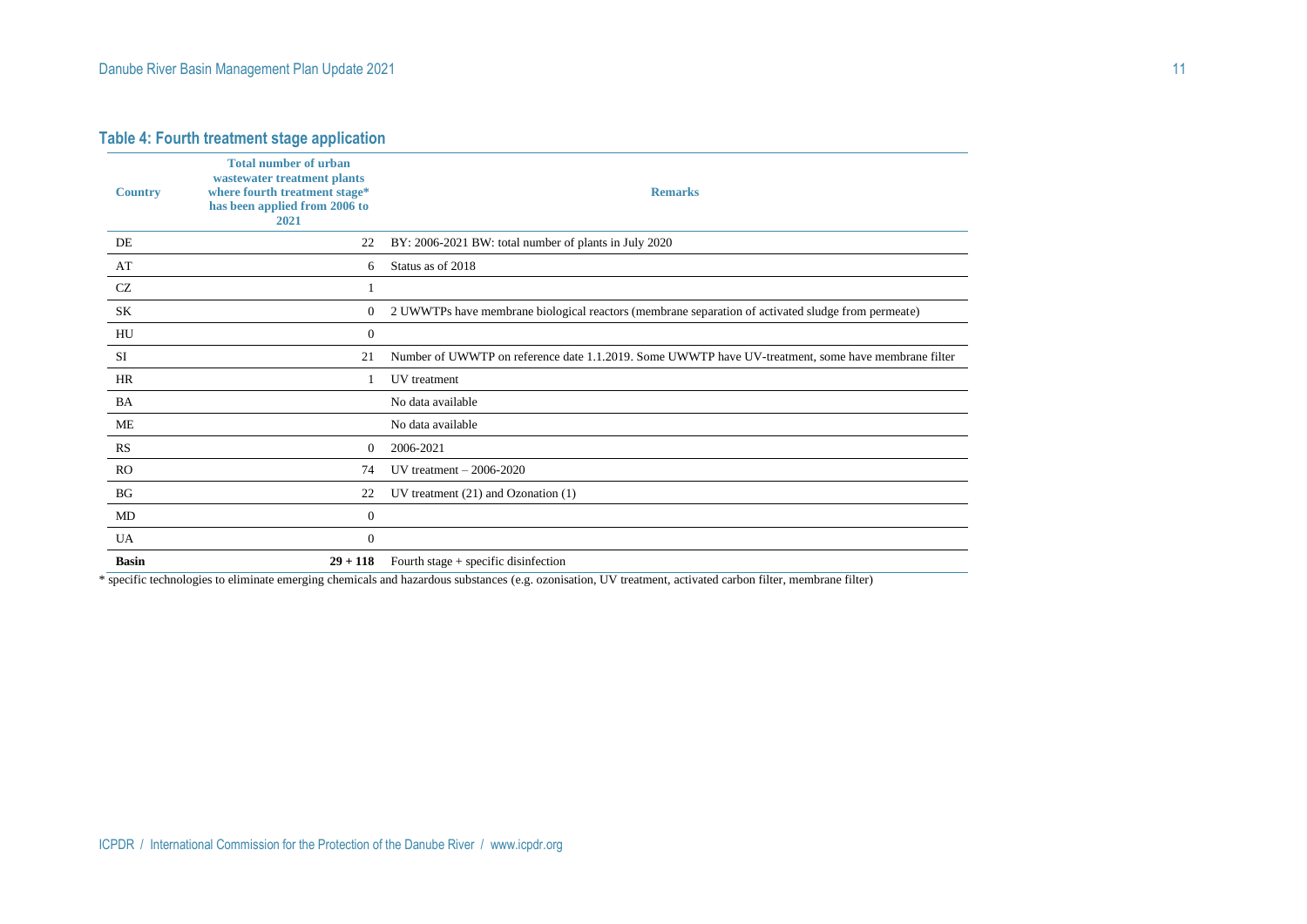### Table 4: Fourth treatment stage application

| Country | Total number of urban wastewater treatment plants where fourth treatment stage* has been applied from 2006 to 2021 | Remarks |
|---|---|---|
| DE | 22 | BY: 2006-2021 BW: total number of plants in July 2020 |
| AT | 6 | Status as of 2018 |
| CZ | 1 | |
| SK | 0 | 2 UWWTPs have membrane biological reactors (membrane separation of activated sludge from permeate) |
| HU | 0 | |
| SI | 21 | Number of UWWTP on reference date 1.1.2019. Some UWWTP have UV-treatment, some have membrane filter |
| HR | 1 | UV treatment |
| BA | | No data available |
| ME | | No data available |
| RS | 0 | 2006-2021 |
| RO | 74 | UV treatment – 2006-2020 |
| BG | 22 | UV treatment (21) and Ozonation (1) |
| MD | 0 | |
| UA | 0 | |
| **Basin** | **29 + 118** | Fourth stage + specific disinfection |

* specific technologies to eliminate emerging chemicals and hazardous substances (e.g. ozonisation, UV treatment, activated carbon filter, membrane filter)